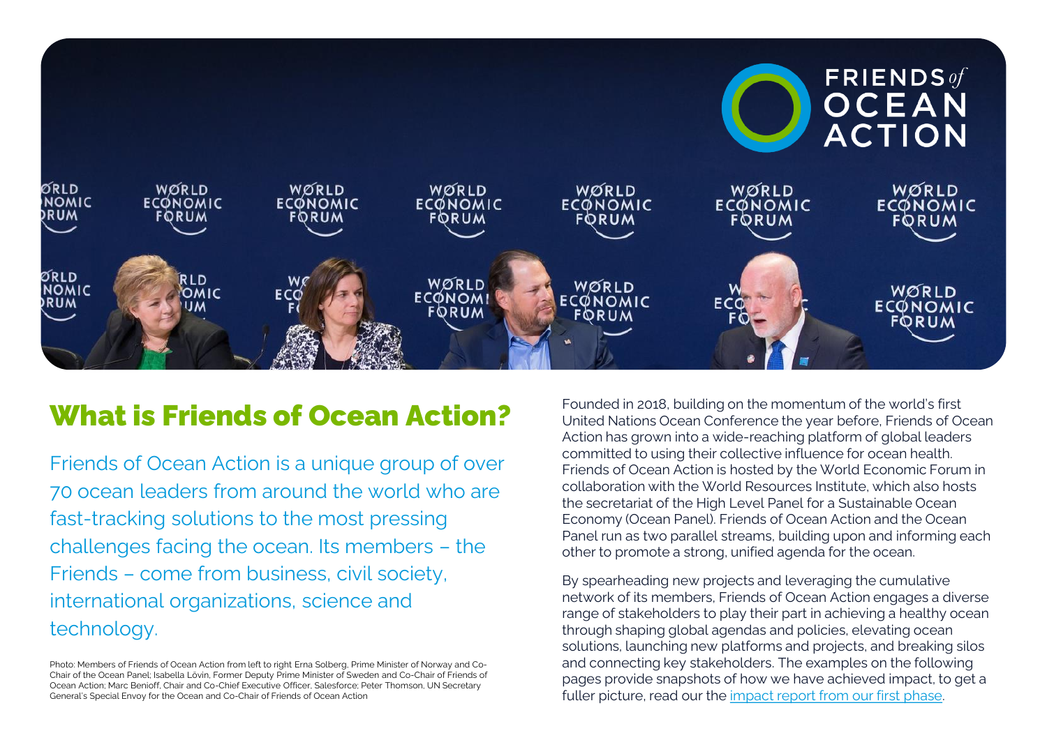# What is Friends of Ocean Action?

Friends of Ocean Action is a unique group of over 70 ocean leaders from around the world who are fast-tracking solutions to the most pressing challenges facing the ocean. Its members – the Friends – come from business, civil society, international organizations, science and technology.

Photo: Members of Friends of Ocean Action from left to right Erna Solberg, Prime Minister of Norway and Co-Chair of the Ocean Panel; Isabella Lövin, Former Deputy Prime Minister of Sweden and Co-Chair of Friends of Ocean Action; Marc Benioff, Chair and Co-Chief Executive Officer, Salesforce; Peter Thomson, UN Secretary General's Special Envoy for the Ocean and Co-Chair of Friends of Ocean Action

Founded in 2018, building on the momentum of the world's first United Nations Ocean Conference the year before, Friends of Ocean Action has grown into a wide-reaching platform of global leaders committed to using their collective influence for ocean health. Friends of Ocean Action is hosted by the World Economic Forum in collaboration with the World Resources Institute, which also hosts the secretariat of the High Level Panel for a Sustainable Ocean Economy (Ocean Panel). Friends of Ocean Action and the Ocean Panel run as two parallel streams, building upon and informing each other to promote a strong, unified agenda for the ocean.

By spearheading new projects and leveraging the cumulative network of its members, Friends of Ocean Action engages a diverse range of stakeholders to play their part in achieving a healthy ocean through shaping global agendas and policies, elevating ocean solutions, launching new platforms and projects, and breaking silos and connecting key stakeholders. The examples on the following pages provide snapshots of how we have achieved impact, to get a fuller picture, read our the impact report from our first phase.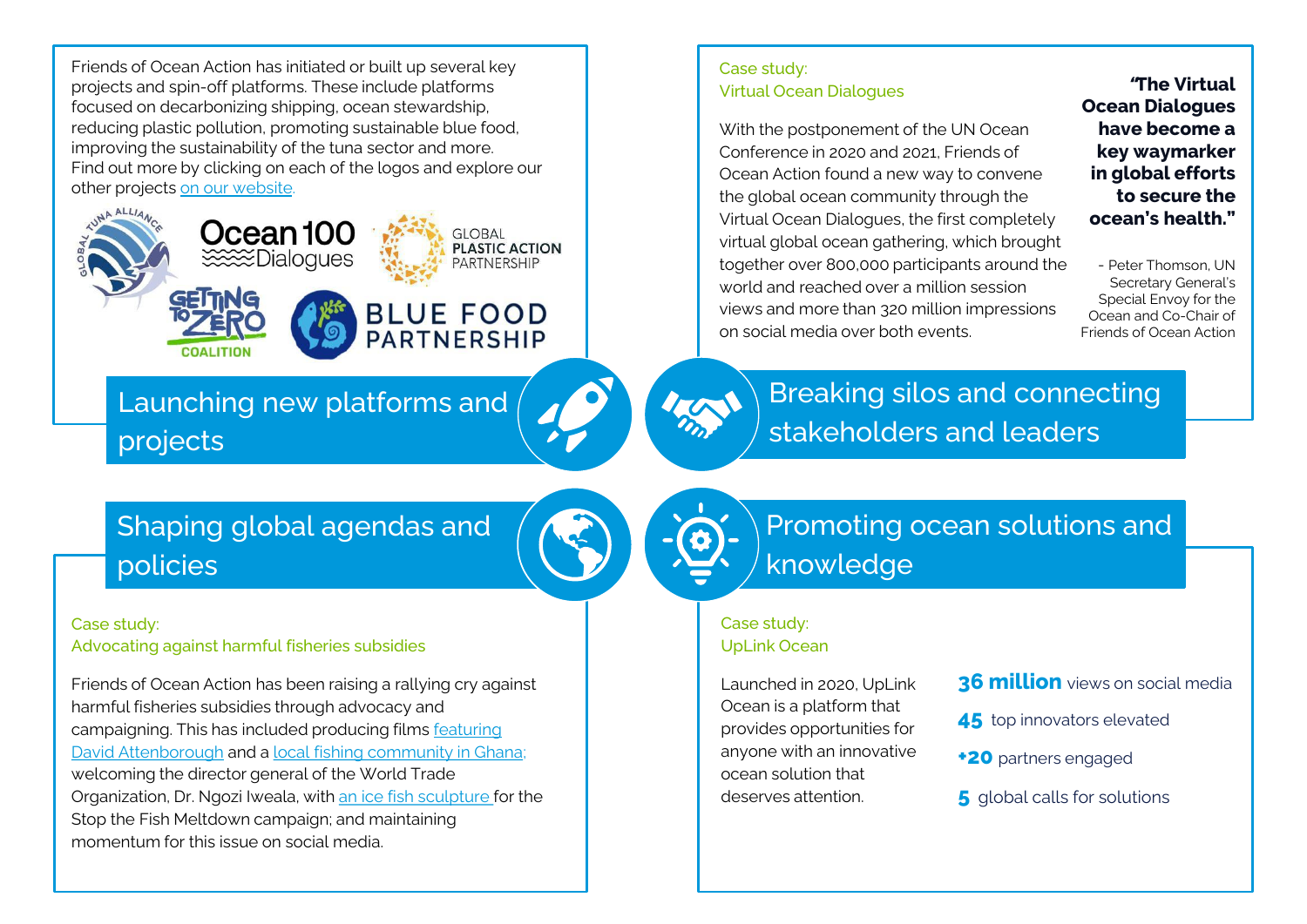## Launching new platforms and projects

Friends of Ocean Action has initiated or built up several key projects and spin-off platforms. These include platforms focused on decarbonizing shipping, ocean stewardship, reducing plastic pollution, promoting sustainable blue food, improving the sustainability of the tuna sector and more. Find out more by clicking on each of the logos and explore our other projects on our website.

Global Tuna Alliance | Ocean 100 Dialogues | Global Plastic Action Partnership | Getting to Zero Coalition | Blue Food Partnership

## Breaking silos and connecting stakeholders and leaders

Case study:
Virtual Ocean Dialogues

With the postponement of the UN Ocean Conference in 2020 and 2021, Friends of Ocean Action found a new way to convene the global ocean community through the Virtual Ocean Dialogues, the first completely virtual global ocean gathering, which brought together over 800,000 participants around the world and reached over a million session views and more than 320 million impressions on social media over both events.

> **"The Virtual Ocean Dialogues have become a key waymarker in global efforts to secure the ocean's health."**
>
> \- Peter Thomson, UN Secretary General's Special Envoy for the Ocean and Co-Chair of Friends of Ocean Action

## Shaping global agendas and policies

Case study:
Advocating against harmful fisheries subsidies

Friends of Ocean Action has been raising a rallying cry against harmful fisheries subsidies through advocacy and campaigning. This has included producing films featuring David Attenborough and a local fishing community in Ghana; welcoming the director general of the World Trade Organization, Dr. Ngozi Iweala, with an ice fish sculpture for the Stop the Fish Meltdown campaign; and maintaining momentum for this issue on social media.

## Promoting ocean solutions and knowledge

Case study:
UpLink Ocean

Launched in 2020, UpLink Ocean is a platform that provides opportunities for anyone with an innovative ocean solution that deserves attention.

- **36 million** views on social media
- **45** top innovators elevated
- **+20** partners engaged
- **5** global calls for solutions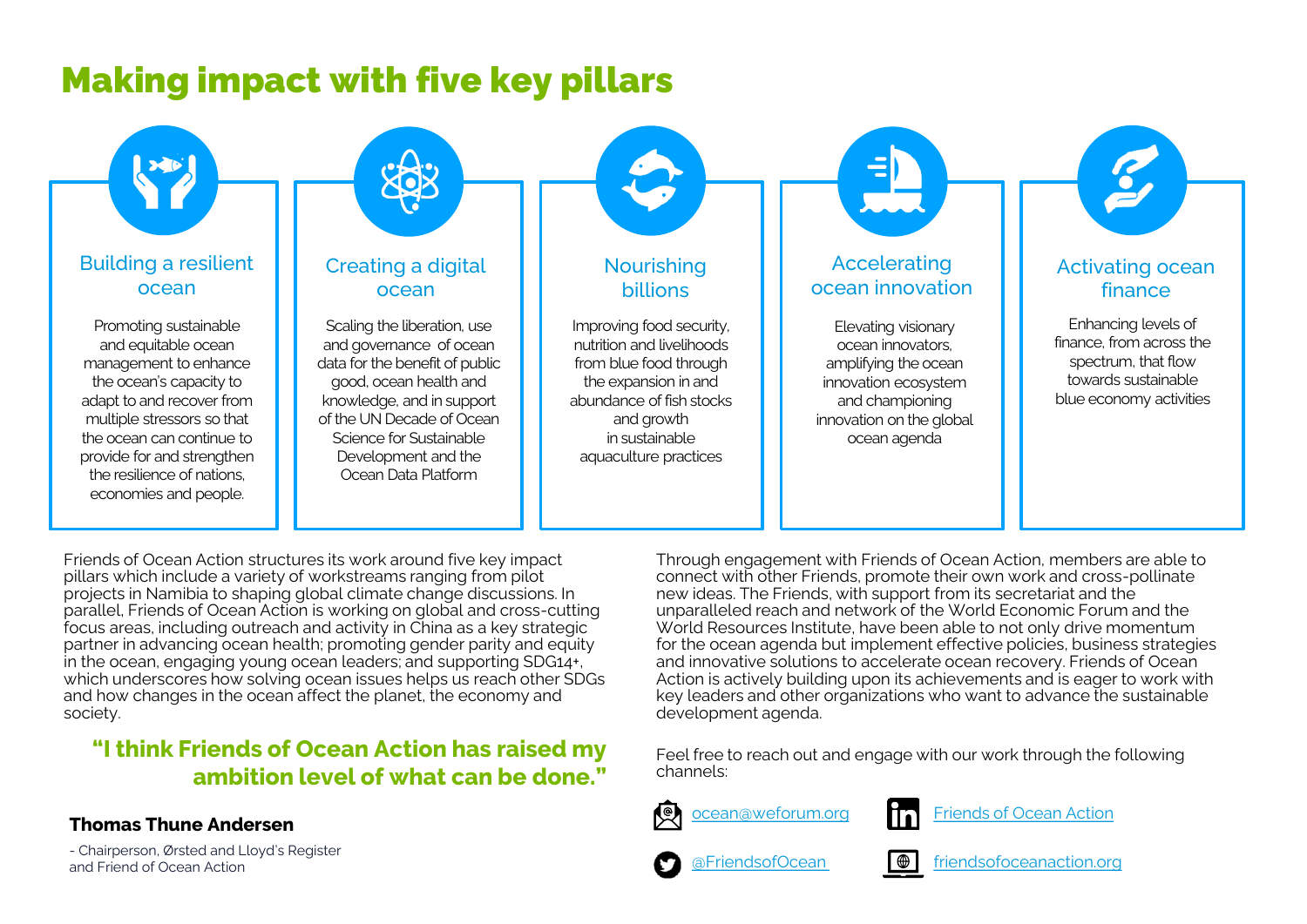# Making impact with five key pillars

### Building a resilient ocean

Promoting sustainable and equitable ocean management to enhance the ocean's capacity to adapt to and recover from multiple stressors so that the ocean can continue to provide for and strengthen the resilience of nations, economies and people.

### Creating a digital ocean

Scaling the liberation, use and governance of ocean data for the benefit of public good, ocean health and knowledge, and in support of the UN Decade of Ocean Science for Sustainable Development and the Ocean Data Platform

### Nourishing billions

Improving food security, nutrition and livelihoods from blue food through the expansion in and abundance of fish stocks and growth in sustainable aquaculture practices

### Accelerating ocean innovation

Elevating visionary ocean innovators, amplifying the ocean innovation ecosystem and championing innovation on the global ocean agenda

### Activating ocean finance

Enhancing levels of finance, from across the spectrum, that flow towards sustainable blue economy activities

Friends of Ocean Action structures its work around five key impact pillars which include a variety of workstreams ranging from pilot projects in Namibia to shaping global climate change discussions. In parallel, Friends of Ocean Action is working on global and cross-cutting focus areas, including outreach and activity in China as a key strategic partner in advancing ocean health; promoting gender parity and equity in the ocean, engaging young ocean leaders; and supporting SDG14+, which underscores how solving ocean issues helps us reach other SDGs and how changes in the ocean affect the planet, the economy and society.

**"I think Friends of Ocean Action has raised my ambition level of what can be done."**

**Thomas Thune Andersen**

- Chairperson, Ørsted and Lloyd's Register and Friend of Ocean Action

Through engagement with Friends of Ocean Action, members are able to connect with other Friends, promote their own work and cross-pollinate new ideas. The Friends, with support from its secretariat and the unparalleled reach and network of the World Economic Forum and the World Resources Institute, have been able to not only drive momentum for the ocean agenda but implement effective policies, business strategies and innovative solutions to accelerate ocean recovery. Friends of Ocean Action is actively building upon its achievements and is eager to work with key leaders and other organizations who want to advance the sustainable development agenda.

Feel free to reach out and engage with our work through the following channels:

- ocean@weforum.org
- Friends of Ocean Action
- @FriendsofOcean
- friendsofoceanaction.org